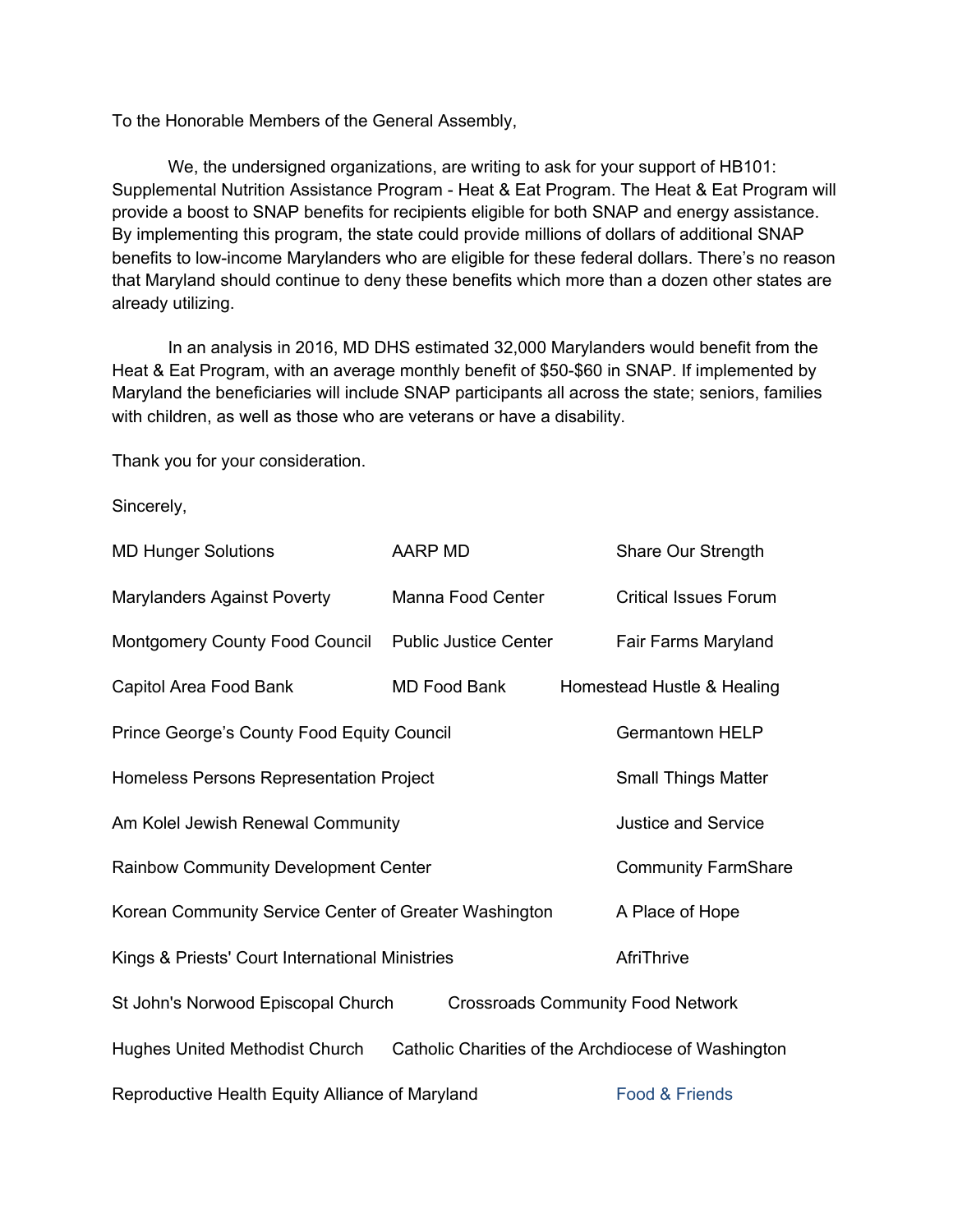To the Honorable Members of the General Assembly,

We, the undersigned organizations, are writing to ask for your support of HB101: Supplemental Nutrition Assistance Program - Heat & Eat Program. The Heat & Eat Program will provide a boost to SNAP benefits for recipients eligible for both SNAP and energy assistance. By implementing this program, the state could provide millions of dollars of additional SNAP benefits to low-income Marylanders who are eligible for these federal dollars. There's no reason that Maryland should continue to deny these benefits which more than a dozen other states are already utilizing.

In an analysis in 2016, MD DHS estimated 32,000 Marylanders would benefit from the Heat & Eat Program, with an average monthly benefit of $50-$60 in SNAP. If implemented by Maryland the beneficiaries will include SNAP participants all across the state; seniors, families with children, as well as those who are veterans or have a disability.

Thank you for your consideration.

Sincerely,

MD Hunger Solutions
AARP MD
Share Our Strength
Marylanders Against Poverty
Manna Food Center
Critical Issues Forum
Montgomery County Food Council
Public Justice Center
Fair Farms Maryland
Capitol Area Food Bank
MD Food Bank
Homestead Hustle & Healing
Prince George's County Food Equity Council
Germantown HELP
Homeless Persons Representation Project
Small Things Matter
Am Kolel Jewish Renewal Community
Justice and Service
Rainbow Community Development Center
Community FarmShare
Korean Community Service Center of Greater Washington
A Place of Hope
Kings & Priests' Court International Ministries
AfriThrive
St John's Norwood Episcopal Church
Crossroads Community Food Network
Hughes United Methodist Church
Catholic Charities of the Archdiocese of Washington
Reproductive Health Equity Alliance of Maryland
Food & Friends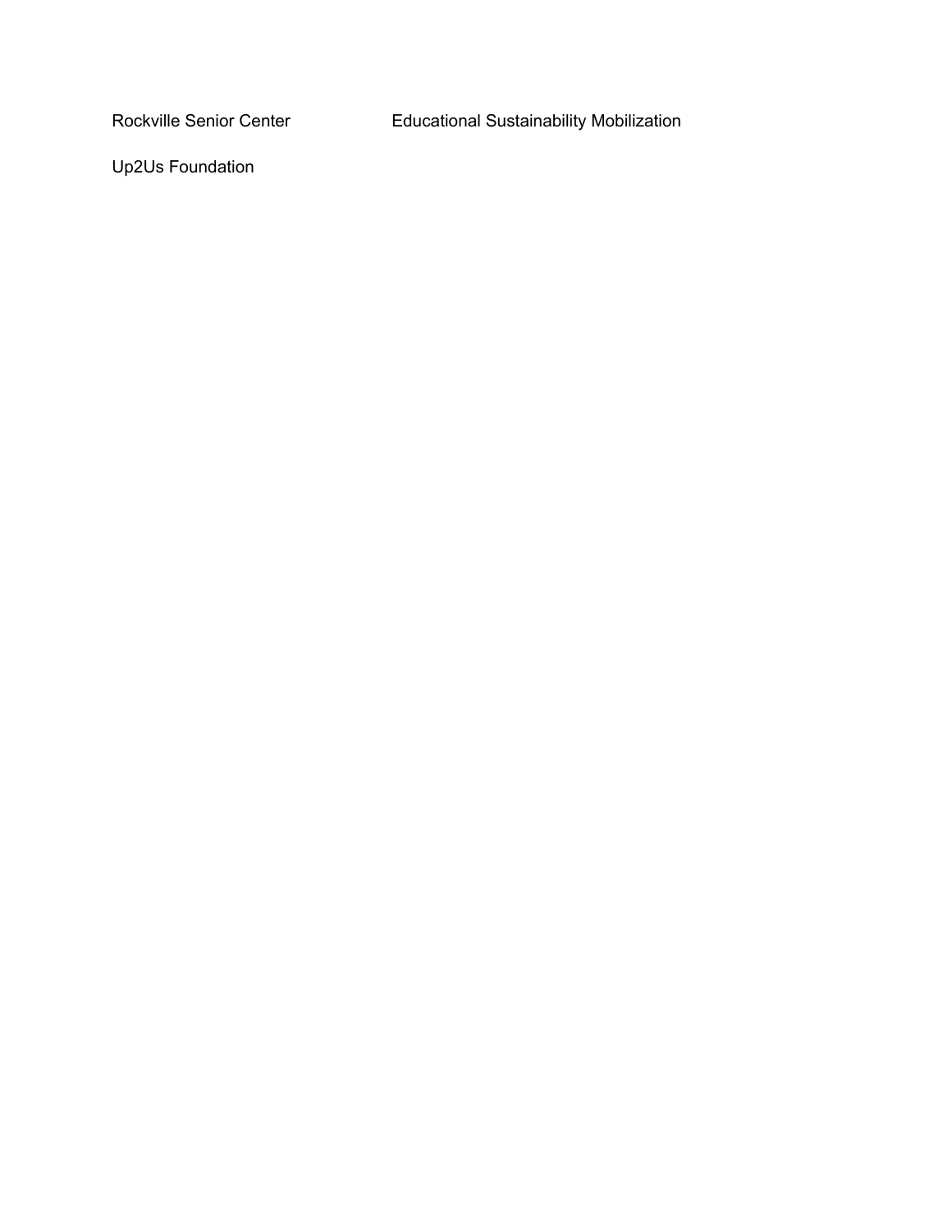Rockville Senior Center

Educational Sustainability Mobilization

Up2Us Foundation